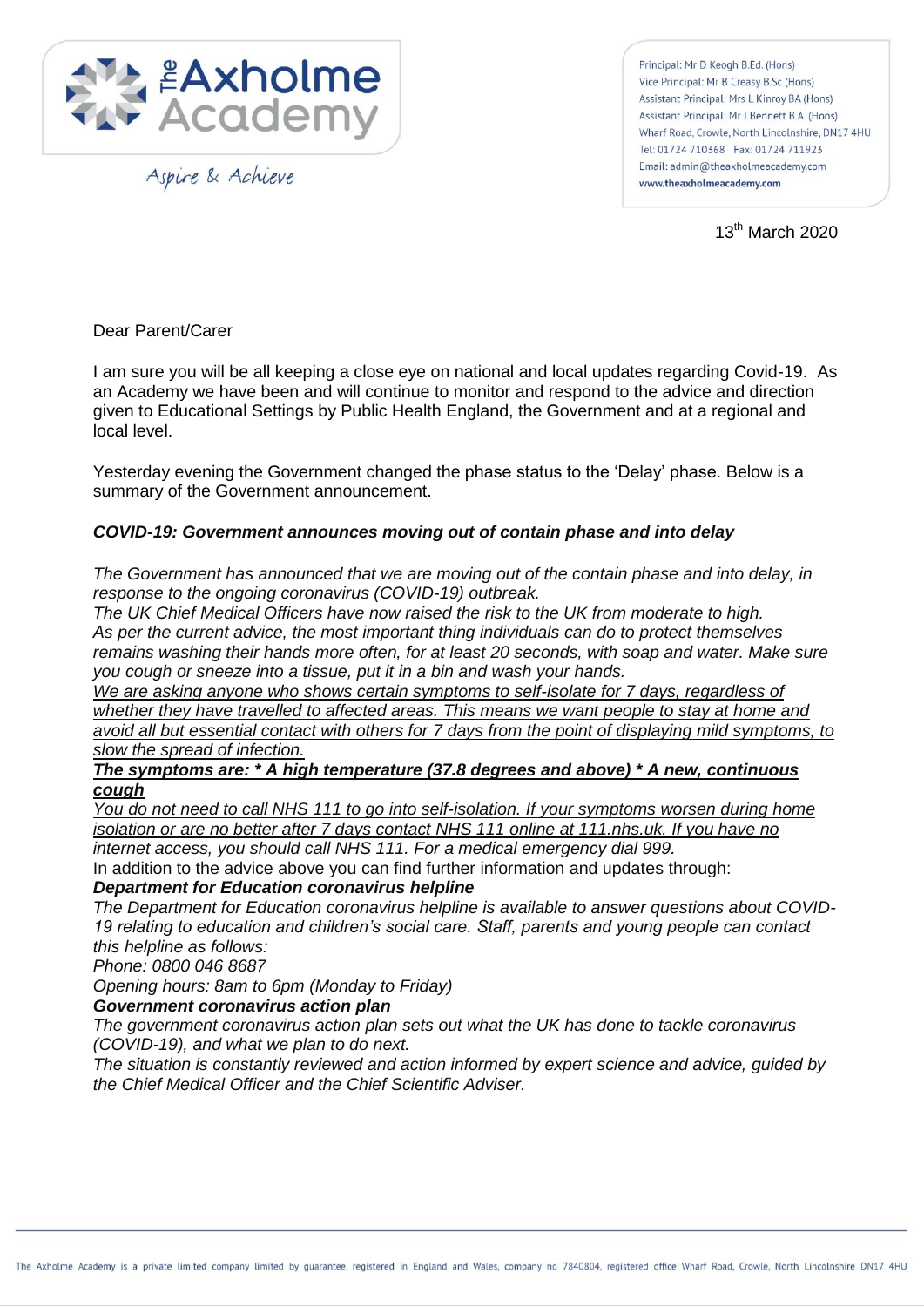The Axholme Academy

Aspire & Achieve

Principal: Mr D Keogh B.Ed. (Hons)
Vice Principal: Mr B Creasy B.Sc (Hons)
Assistant Principal: Mrs L Kinroy BA (Hons)
Assistant Principal: Mr J Bennett B.A. (Hons)
Wharf Road, Crowle, North Lincolnshire, DN17 4HU
Tel: 01724 710368 Fax: 01724 711923
Email: admin@theaxholmeacademy.com
www.theaxholmeacademy.com

13th March 2020

Dear Parent/Carer

I am sure you will be all keeping a close eye on national and local updates regarding Covid-19. As an Academy we have been and will continue to monitor and respond to the advice and direction given to Educational Settings by Public Health England, the Government and at a regional and local level.

Yesterday evening the Government changed the phase status to the 'Delay' phase. Below is a summary of the Government announcement.

***COVID-19: Government announces moving out of contain phase and into delay***

*The Government has announced that we are moving out of the contain phase and into delay, in response to the ongoing coronavirus (COVID-19) outbreak.*
*The UK Chief Medical Officers have now raised the risk to the UK from moderate to high.*
*As per the current advice, the most important thing individuals can do to protect themselves remains washing their hands more often, for at least 20 seconds, with soap and water. Make sure you cough or sneeze into a tissue, put it in a bin and wash your hands.*
*We are asking anyone who shows certain symptoms to self-isolate for 7 days, regardless of whether they have travelled to affected areas. This means we want people to stay at home and avoid all but essential contact with others for 7 days from the point of displaying mild symptoms, to slow the spread of infection.*
***The symptoms are: * A high temperature (37.8 degrees and above) * A new, continuous cough***
*You do not need to call NHS 111 to go into self-isolation. If your symptoms worsen during home isolation or are no better after 7 days contact NHS 111 online at 111.nhs.uk. If you have no internet access, you should call NHS 111. For a medical emergency dial 999.*
In addition to the advice above you can find further information and updates through:
***Department for Education coronavirus helpline***
*The Department for Education coronavirus helpline is available to answer questions about COVID-19 relating to education and children's social care. Staff, parents and young people can contact this helpline as follows:*
*Phone: 0800 046 8687*
*Opening hours: 8am to 6pm (Monday to Friday)*
***Government coronavirus action plan***
*The government coronavirus action plan sets out what the UK has done to tackle coronavirus (COVID-19), and what we plan to do next.*
*The situation is constantly reviewed and action informed by expert science and advice, guided by the Chief Medical Officer and the Chief Scientific Adviser.*

The Axholme Academy is a private limited company limited by guarantee, registered in England and Wales, company no 7840804, registered office Wharf Road, Crowle, North Lincolnshire DN17 4HU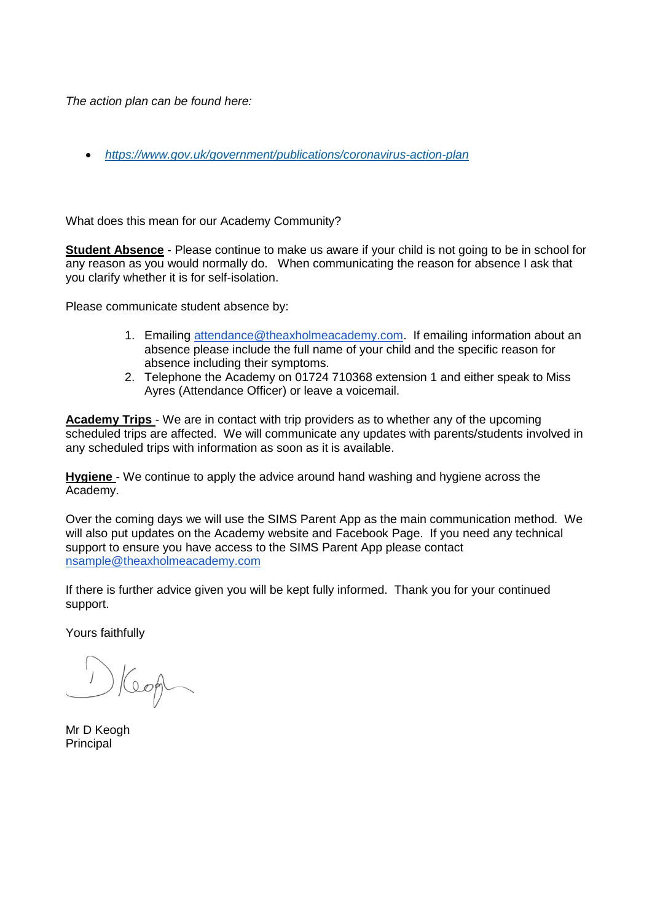*The action plan can be found here:*

- *https://www.gov.uk/government/publications/coronavirus-action-plan*

What does this mean for our Academy Community?

**Student Absence** - Please continue to make us aware if your child is not going to be in school for any reason as you would normally do. When communicating the reason for absence I ask that you clarify whether it is for self-isolation.

Please communicate student absence by:

1. Emailing attendance@theaxholmeacademy.com. If emailing information about an absence please include the full name of your child and the specific reason for absence including their symptoms.
2. Telephone the Academy on 01724 710368 extension 1 and either speak to Miss Ayres (Attendance Officer) or leave a voicemail.

**Academy Trips** - We are in contact with trip providers as to whether any of the upcoming scheduled trips are affected. We will communicate any updates with parents/students involved in any scheduled trips with information as soon as it is available.

**Hygiene** - We continue to apply the advice around hand washing and hygiene across the Academy.

Over the coming days we will use the SIMS Parent App as the main communication method. We will also put updates on the Academy website and Facebook Page. If you need any technical support to ensure you have access to the SIMS Parent App please contact nsample@theaxholmeacademy.com

If there is further advice given you will be kept fully informed. Thank you for your continued support.

Yours faithfully

Mr D Keogh
Principal